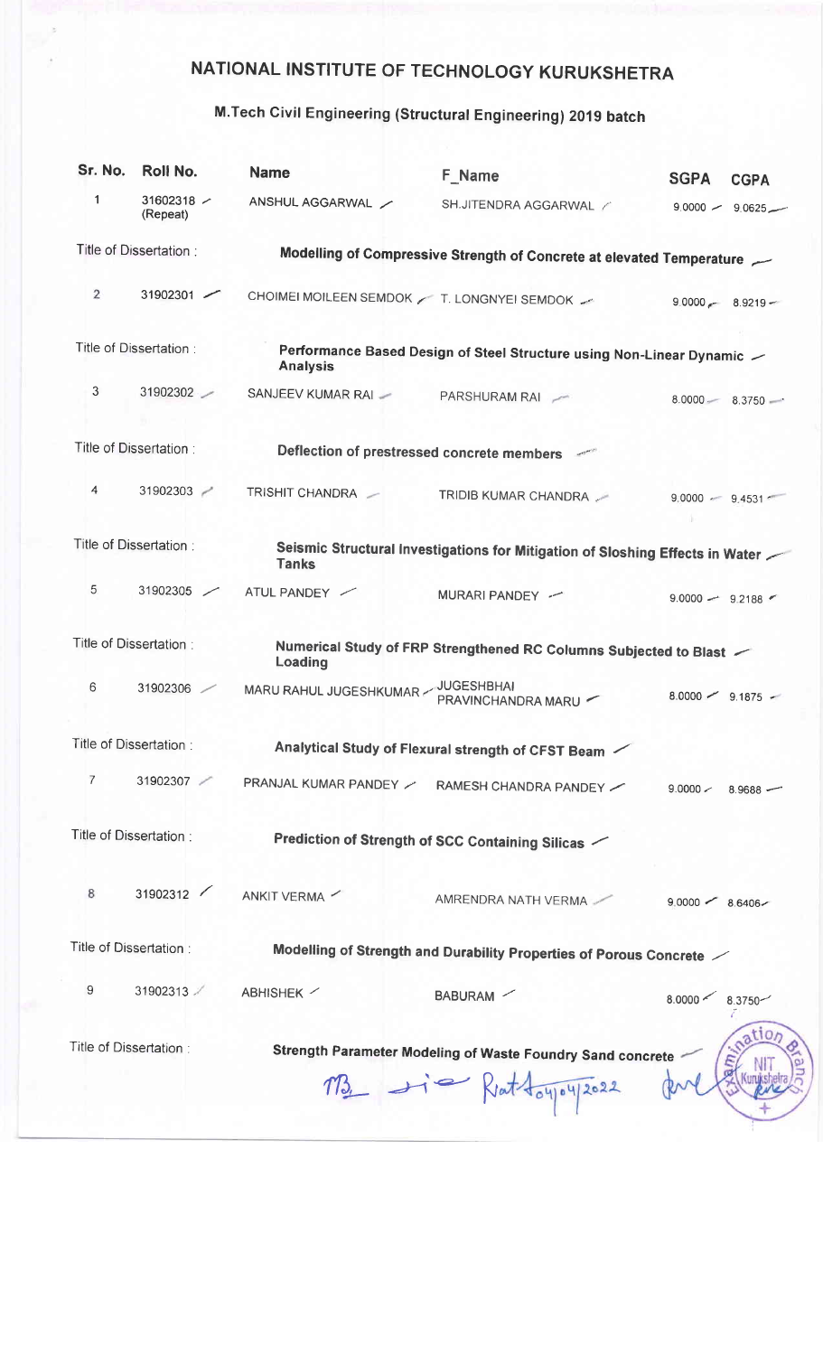# NATIONAL INSTITUTE OF TECHNOLOGY KURUKSHETRA

## M.Tech Civil Engineering (Structural Engineering) 2019 batch

| Sr. No. | Roll No. | Name | F_Name | SGPA | CGPA |
|---|---|---|---|---|---|
| 1 | 31602318 (Repeat) | ANSHUL AGGARWAL | SH.JITENDRA AGGARWAL | 9.0000 | 9.0625 |
| Title of Dissertation : | | **Modelling of Compressive Strength of Concrete at elevated Temperature** | | | |
| 2 | 31902301 | CHOIMEI MOILEEN SEMDOK | T. LONGNYEI SEMDOK | 9.0000 | 8.9219 |
| Title of Dissertation : | | **Performance Based Design of Steel Structure using Non-Linear Dynamic Analysis** | | | |
| 3 | 31902302 | SANJEEV KUMAR RAI | PARSHURAM RAI | 8.0000 | 8.3750 |
| Title of Dissertation : | | **Deflection of prestressed concrete members** | | | |
| 4 | 31902303 | TRISHIT CHANDRA | TRIDIB KUMAR CHANDRA | 9.0000 | 9.4531 |
| Title of Dissertation : | | **Seismic Structural Investigations for Mitigation of Sloshing Effects in Water Tanks** | | | |
| 5 | 31902305 | ATUL PANDEY | MURARI PANDEY | 9.0000 | 9.2188 |
| Title of Dissertation : | | **Numerical Study of FRP Strengthened RC Columns Subjected to Blast Loading** | | | |
| 6 | 31902306 | MARU RAHUL JUGESHKUMAR | JUGESHBHAI PRAVINCHANDRA MARU | 8.0000 | 9.1875 |
| Title of Dissertation : | | **Analytical Study of Flexural strength of CFST Beam** | | | |
| 7 | 31902307 | PRANJAL KUMAR PANDEY | RAMESH CHANDRA PANDEY | 9.0000 | 8.9688 |
| Title of Dissertation : | | **Prediction of Strength of SCC Containing Silicas** | | | |
| 8 | 31902312 | ANKIT VERMA | AMRENDRA NATH VERMA | 9.0000 | 8.6406 |
| Title of Dissertation : | | **Modelling of Strength and Durability Properties of Porous Concrete** | | | |
| 9 | 31902313 | ABHISHEK | BABURAM | 8.0000 | 8.3750 |
| Title of Dissertation : | | **Strength Parameter Modeling of Waste Foundry Sand concrete** | | | |

Kurukshetra 04/04/2022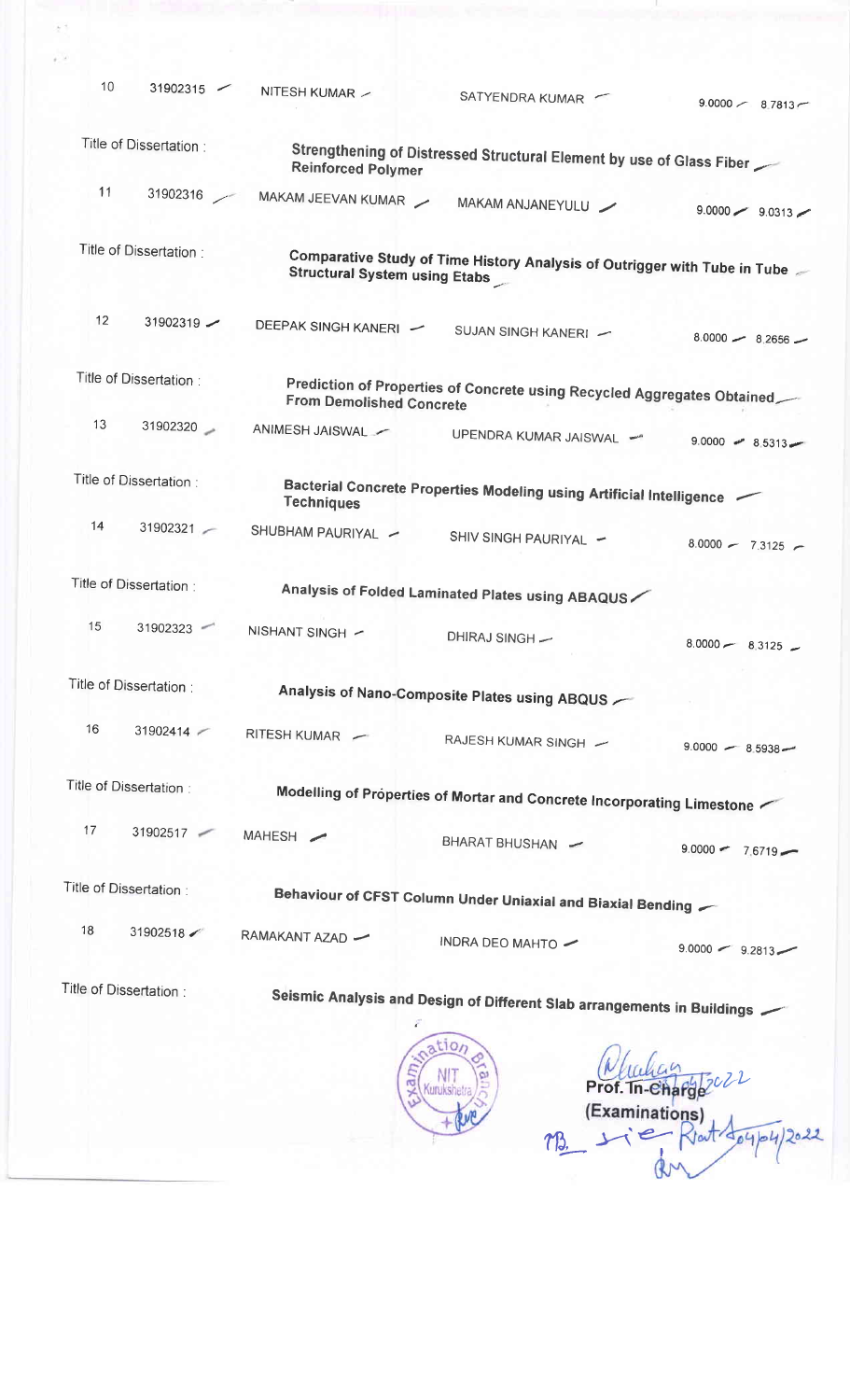| | | | | | |
|---|---|---|---|---|---|
| 10 | 31902315 | NITESH KUMAR | SATYENDRA KUMAR | 9.0000 | 8.7813 |
| Title of Dissertation : | Strengthening of Distressed Structural Element by use of Glass Fiber Reinforced Polymer | | | | |
| 11 | 31902316 | MAKAM JEEVAN KUMAR | MAKAM ANJANEYULU | 9.0000 | 9.0313 |
| Title of Dissertation : | Comparative Study of Time History Analysis of Outrigger with Tube in Tube Structural System using Etabs | | | | |
| 12 | 31902319 | DEEPAK SINGH KANERI | SUJAN SINGH KANERI | 8.0000 | 8.2656 |
| Title of Dissertation : | Prediction of Properties of Concrete using Recycled Aggregates Obtained From Demolished Concrete | | | | |
| 13 | 31902320 | ANIMESH JAISWAL | UPENDRA KUMAR JAISWAL | 9.0000 | 8.5313 |
| Title of Dissertation : | Bacterial Concrete Properties Modeling using Artificial Intelligence Techniques | | | | |
| 14 | 31902321 | SHUBHAM PAURIYAL | SHIV SINGH PAURIYAL | 8.0000 | 7.3125 |
| Title of Dissertation : | Analysis of Folded Laminated Plates using ABAQUS | | | | |
| 15 | 31902323 | NISHANT SINGH | DHIRAJ SINGH | 8.0000 | 8.3125 |
| Title of Dissertation : | Analysis of Nano-Composite Plates using ABQUS | | | | |
| 16 | 31902414 | RITESH KUMAR | RAJESH KUMAR SINGH | 9.0000 | 8.5938 |
| Title of Dissertation : | Modelling of Própertiés of Mortar and Concrete Incorporating Limestone | | | | |
| 17 | 31902517 | MAHESH | BHARAT BHUSHAN | 9.0000 | 7.6719 |
| Title of Dissertation : | Behaviour of CFST Column Under Uniaxial and Biaxial Bending | | | | |
| 18 | 31902518 | RAMAKANT AZAD | INDRA DEO MAHTO | 9.0000 | 9.2813 |
| Title of Dissertation : | Seismic Analysis and Design of Different Slab arrangements in Buildings | | | | |

Examination Branch NIT Kurukshetra

Prof. In-Charge
(Examinations)